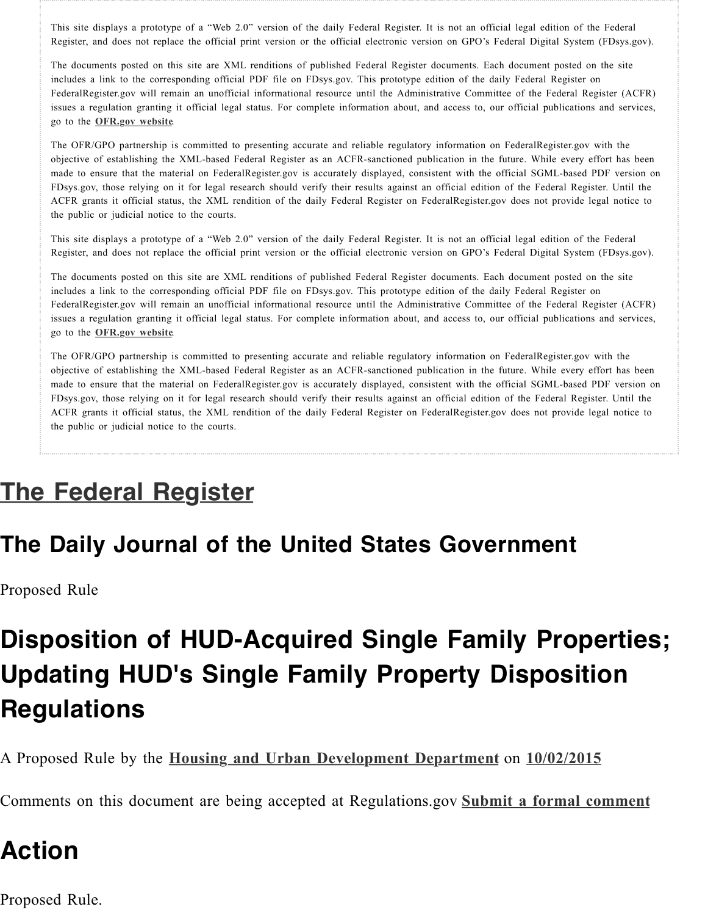This site displays a prototype of a “Web 2.0” version of the daily Federal Register. It is not an official legal edition of the Federal Register, and does not replace the official print version or the official electronic version on GPO’s Federal Digital System (FDsys.gov).

The documents posted on this site are XML renditions of published Federal Register documents. Each document posted on the site includes a link to the corresponding official PDF file on FDsys.gov. This prototype edition of the daily Federal Register on FederalRegister.gov will remain an unofficial informational resource until the Administrative Committee of the Federal Register (ACFR) issues a regulation granting it official legal status. For complete information about, and access to, our official publications and services, go to the **OFR.gov website**.

The OFR/GPO partnership is committed to presenting accurate and reliable regulatory information on FederalRegister.gov with the objective of establishing the XML-based Federal Register as an ACFR-sanctioned publication in the future. While every effort has been made to ensure that the material on FederalRegister.gov is accurately displayed, consistent with the official SGML-based PDF version on FDsys.gov, those relying on it for legal research should verify their results against an official edition of the Federal Register. Until the ACFR grants it official status, the XML rendition of the daily Federal Register on FederalRegister.gov does not provide legal notice to the public or judicial notice to the courts.

This site displays a prototype of a “Web 2.0” version of the daily Federal Register. It is not an official legal edition of the Federal Register, and does not replace the official print version or the official electronic version on GPO’s Federal Digital System (FDsys.gov).

The documents posted on this site are XML renditions of published Federal Register documents. Each document posted on the site includes a link to the corresponding official PDF file on FDsys.gov. This prototype edition of the daily Federal Register on FederalRegister.gov will remain an unofficial informational resource until the Administrative Committee of the Federal Register (ACFR) issues a regulation granting it official legal status. For complete information about, and access to, our official publications and services, go to the **OFR.gov website**.

The OFR/GPO partnership is committed to presenting accurate and reliable regulatory information on FederalRegister.gov with the objective of establishing the XML-based Federal Register as an ACFR-sanctioned publication in the future. While every effort has been made to ensure that the material on FederalRegister.gov is accurately displayed, consistent with the official SGML-based PDF version on FDsys.gov, those relying on it for legal research should verify their results against an official edition of the Federal Register. Until the ACFR grants it official status, the XML rendition of the daily Federal Register on FederalRegister.gov does not provide legal notice to the public or judicial notice to the courts.

# The Federal Register

## The Daily Journal of the United States Government

Proposed Rule

# Disposition of HUD-Acquired Single Family Properties; Updating HUD's Single Family Property Disposition Regulations

A Proposed Rule by the **Housing and Urban Development Department** on **10/02/2015**

Comments on this document are being accepted at Regulations.gov **Submit a formal comment**

## Action

Proposed Rule.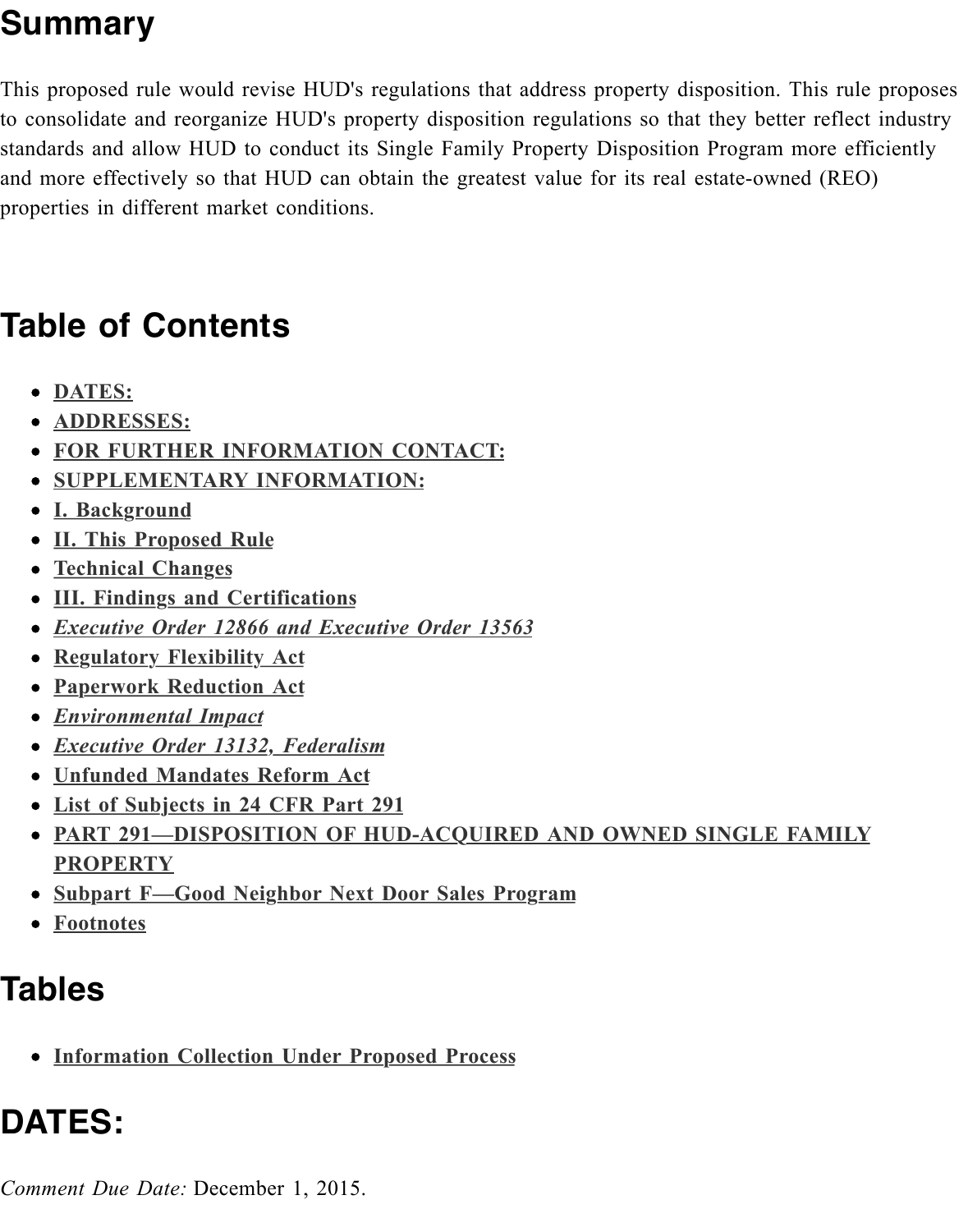# Summary

This proposed rule would revise HUD's regulations that address property disposition. This rule proposes to consolidate and reorganize HUD's property disposition regulations so that they better reflect industry standards and allow HUD to conduct its Single Family Property Disposition Program more efficiently and more effectively so that HUD can obtain the greatest value for its real estate-owned (REO) properties in different market conditions.

# Table of Contents

- **DATES:**
- **ADDRESSES:**
- **FOR FURTHER INFORMATION CONTACT:**
- **SUPPLEMENTARY INFORMATION:**
- **I. Background**
- **II. This Proposed Rule**
- **Technical Changes**
- **III. Findings and Certifications**
- ***Executive Order 12866 and Executive Order 13563***
- **Regulatory Flexibility Act**
- **Paperwork Reduction Act**
- ***Environmental Impact***
- ***Executive Order 13132, Federalism***
- **Unfunded Mandates Reform Act**
- **List of Subjects in 24 CFR Part 291**
- **PART 291—DISPOSITION OF HUD-ACQUIRED AND OWNED SINGLE FAMILY PROPERTY**
- **Subpart F—Good Neighbor Next Door Sales Program**
- **Footnotes**

# Tables

- **Information Collection Under Proposed Process**

# DATES:

*Comment Due Date:* December 1, 2015.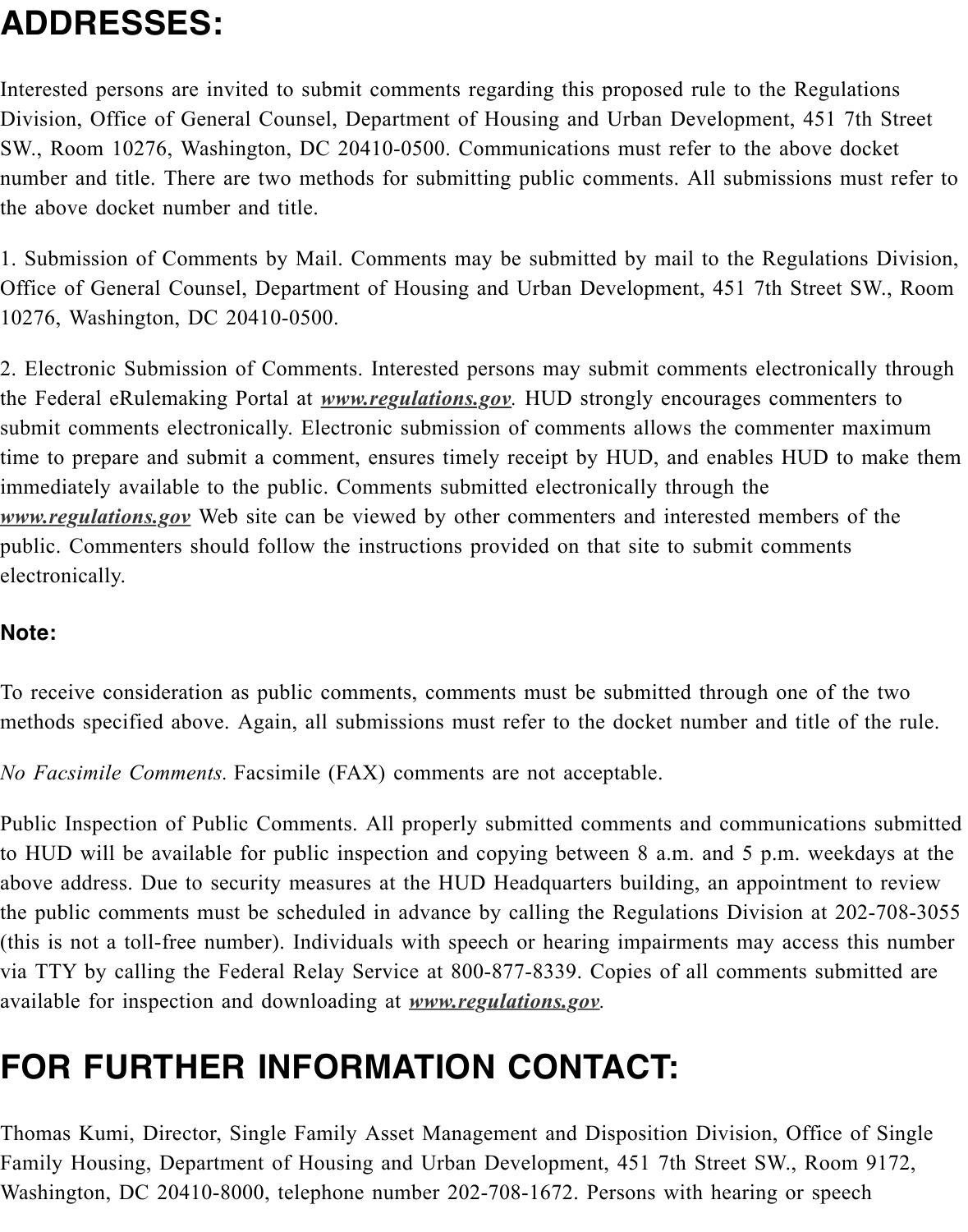## ADDRESSES:

Interested persons are invited to submit comments regarding this proposed rule to the Regulations Division, Office of General Counsel, Department of Housing and Urban Development, 451 7th Street SW., Room 10276, Washington, DC 20410-0500. Communications must refer to the above docket number and title. There are two methods for submitting public comments. All submissions must refer to the above docket number and title.

1. Submission of Comments by Mail. Comments may be submitted by mail to the Regulations Division, Office of General Counsel, Department of Housing and Urban Development, 451 7th Street SW., Room 10276, Washington, DC 20410-0500.

2. Electronic Submission of Comments. Interested persons may submit comments electronically through the Federal eRulemaking Portal at ***www.regulations.gov***. HUD strongly encourages commenters to submit comments electronically. Electronic submission of comments allows the commenter maximum time to prepare and submit a comment, ensures timely receipt by HUD, and enables HUD to make them immediately available to the public. Comments submitted electronically through the ***www.regulations.gov*** Web site can be viewed by other commenters and interested members of the public. Commenters should follow the instructions provided on that site to submit comments electronically.

### Note:

To receive consideration as public comments, comments must be submitted through one of the two methods specified above. Again, all submissions must refer to the docket number and title of the rule.

*No Facsimile Comments.* Facsimile (FAX) comments are not acceptable.

Public Inspection of Public Comments. All properly submitted comments and communications submitted to HUD will be available for public inspection and copying between 8 a.m. and 5 p.m. weekdays at the above address. Due to security measures at the HUD Headquarters building, an appointment to review the public comments must be scheduled in advance by calling the Regulations Division at 202-708-3055 (this is not a toll-free number). Individuals with speech or hearing impairments may access this number via TTY by calling the Federal Relay Service at 800-877-8339. Copies of all comments submitted are available for inspection and downloading at ***www.regulations.gov***.

## FOR FURTHER INFORMATION CONTACT:

Thomas Kumi, Director, Single Family Asset Management and Disposition Division, Office of Single Family Housing, Department of Housing and Urban Development, 451 7th Street SW., Room 9172, Washington, DC 20410-8000, telephone number 202-708-1672. Persons with hearing or speech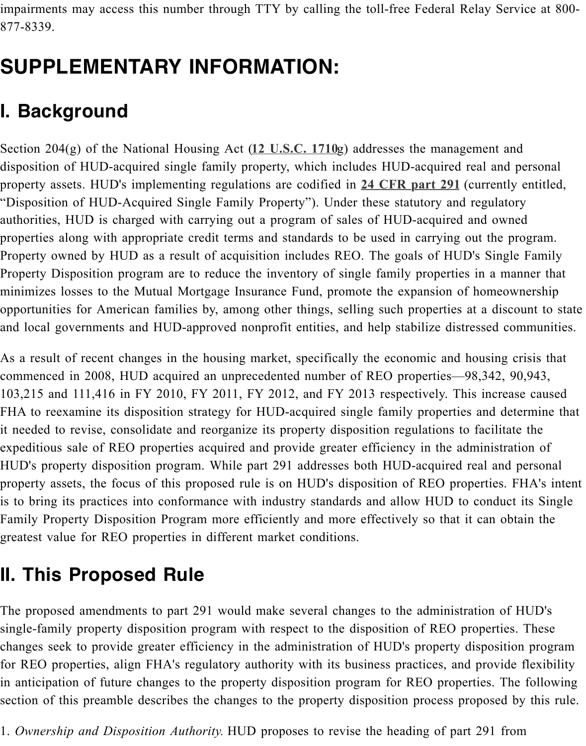impairments may access this number through TTY by calling the toll-free Federal Relay Service at 800-877-8339.

# SUPPLEMENTARY INFORMATION:

## I. Background

Section 204(g) of the National Housing Act (12 U.S.C. 1710g) addresses the management and disposition of HUD-acquired single family property, which includes HUD-acquired real and personal property assets. HUD's implementing regulations are codified in 24 CFR part 291 (currently entitled, “Disposition of HUD-Acquired Single Family Property”). Under these statutory and regulatory authorities, HUD is charged with carrying out a program of sales of HUD-acquired and owned properties along with appropriate credit terms and standards to be used in carrying out the program. Property owned by HUD as a result of acquisition includes REO. The goals of HUD's Single Family Property Disposition program are to reduce the inventory of single family properties in a manner that minimizes losses to the Mutual Mortgage Insurance Fund, promote the expansion of homeownership opportunities for American families by, among other things, selling such properties at a discount to state and local governments and HUD-approved nonprofit entities, and help stabilize distressed communities.

As a result of recent changes in the housing market, specifically the economic and housing crisis that commenced in 2008, HUD acquired an unprecedented number of REO properties—98,342, 90,943, 103,215 and 111,416 in FY 2010, FY 2011, FY 2012, and FY 2013 respectively. This increase caused FHA to reexamine its disposition strategy for HUD-acquired single family properties and determine that it needed to revise, consolidate and reorganize its property disposition regulations to facilitate the expeditious sale of REO properties acquired and provide greater efficiency in the administration of HUD's property disposition program. While part 291 addresses both HUD-acquired real and personal property assets, the focus of this proposed rule is on HUD's disposition of REO properties. FHA's intent is to bring its practices into conformance with industry standards and allow HUD to conduct its Single Family Property Disposition Program more efficiently and more effectively so that it can obtain the greatest value for REO properties in different market conditions.

## II. This Proposed Rule

The proposed amendments to part 291 would make several changes to the administration of HUD's single-family property disposition program with respect to the disposition of REO properties. These changes seek to provide greater efficiency in the administration of HUD's property disposition program for REO properties, align FHA's regulatory authority with its business practices, and provide flexibility in anticipation of future changes to the property disposition program for REO properties. The following section of this preamble describes the changes to the property disposition process proposed by this rule.

1. *Ownership and Disposition Authority.* HUD proposes to revise the heading of part 291 from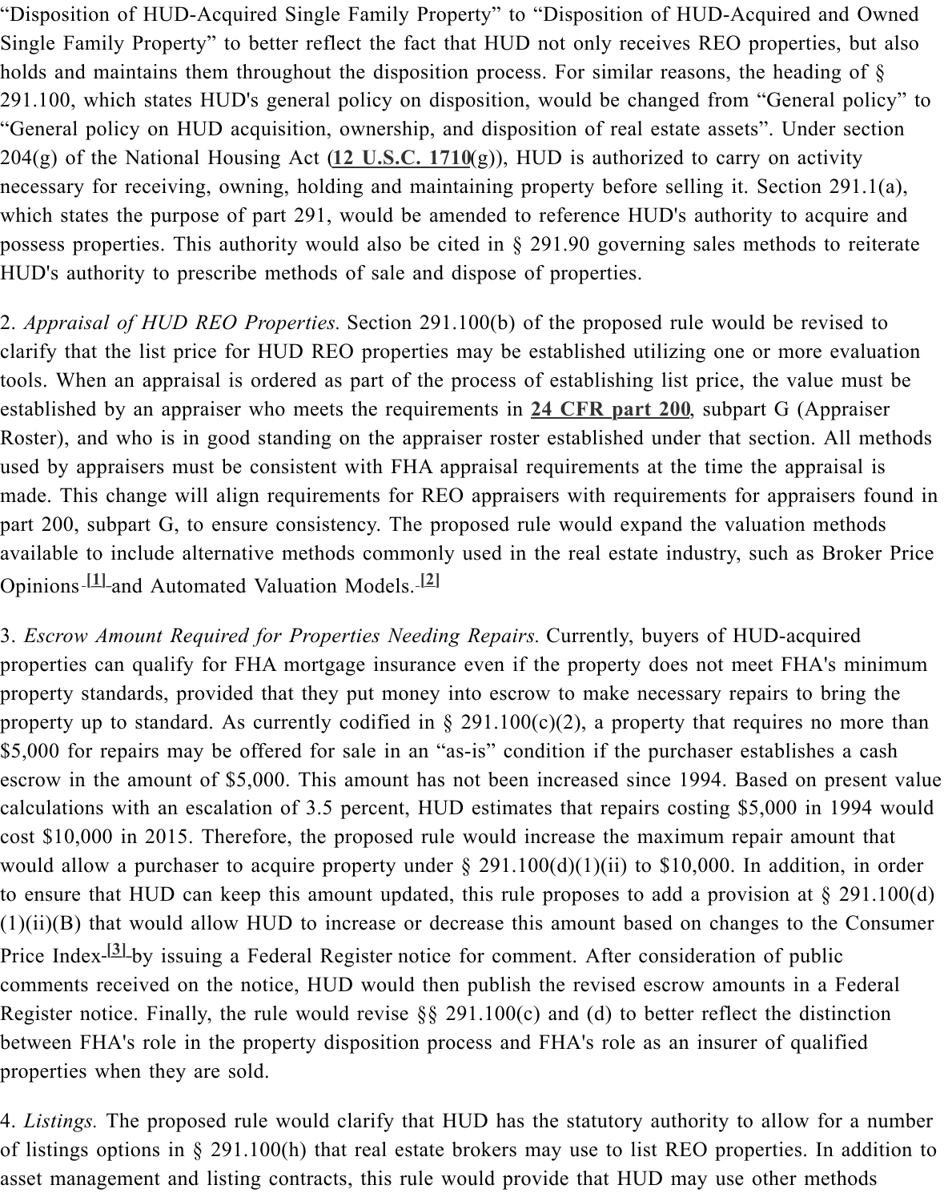"Disposition of HUD-Acquired Single Family Property" to "Disposition of HUD-Acquired and Owned Single Family Property" to better reflect the fact that HUD not only receives REO properties, but also holds and maintains them throughout the disposition process. For similar reasons, the heading of § 291.100, which states HUD's general policy on disposition, would be changed from "General policy" to "General policy on HUD acquisition, ownership, and disposition of real estate assets". Under section 204(g) of the National Housing Act (12 U.S.C. 1710(g)), HUD is authorized to carry on activity necessary for receiving, owning, holding and maintaining property before selling it. Section 291.1(a), which states the purpose of part 291, would be amended to reference HUD's authority to acquire and possess properties. This authority would also be cited in § 291.90 governing sales methods to reiterate HUD's authority to prescribe methods of sale and dispose of properties.

2. *Appraisal of HUD REO Properties.* Section 291.100(b) of the proposed rule would be revised to clarify that the list price for HUD REO properties may be established utilizing one or more evaluation tools. When an appraisal is ordered as part of the process of establishing list price, the value must be established by an appraiser who meets the requirements in 24 CFR part 200, subpart G (Appraiser Roster), and who is in good standing on the appraiser roster established under that section. All methods used by appraisers must be consistent with FHA appraisal requirements at the time the appraisal is made. This change will align requirements for REO appraisers with requirements for appraisers found in part 200, subpart G, to ensure consistency. The proposed rule would expand the valuation methods available to include alternative methods commonly used in the real estate industry, such as Broker Price Opinions[1] and Automated Valuation Models.[2]

3. *Escrow Amount Required for Properties Needing Repairs.* Currently, buyers of HUD-acquired properties can qualify for FHA mortgage insurance even if the property does not meet FHA's minimum property standards, provided that they put money into escrow to make necessary repairs to bring the property up to standard. As currently codified in § 291.100(c)(2), a property that requires no more than $5,000 for repairs may be offered for sale in an "as-is" condition if the purchaser establishes a cash escrow in the amount of $5,000. This amount has not been increased since 1994. Based on present value calculations with an escalation of 3.5 percent, HUD estimates that repairs costing $5,000 in 1994 would cost $10,000 in 2015. Therefore, the proposed rule would increase the maximum repair amount that would allow a purchaser to acquire property under § 291.100(d)(1)(ii) to $10,000. In addition, in order to ensure that HUD can keep this amount updated, this rule proposes to add a provision at § 291.100(d)(1)(ii)(B) that would allow HUD to increase or decrease this amount based on changes to the Consumer Price Index[3] by issuing a Federal Register notice for comment. After consideration of public comments received on the notice, HUD would then publish the revised escrow amounts in a Federal Register notice. Finally, the rule would revise §§ 291.100(c) and (d) to better reflect the distinction between FHA's role in the property disposition process and FHA's role as an insurer of qualified properties when they are sold.

4. *Listings.* The proposed rule would clarify that HUD has the statutory authority to allow for a number of listings options in § 291.100(h) that real estate brokers may use to list REO properties. In addition to asset management and listing contracts, this rule would provide that HUD may use other methods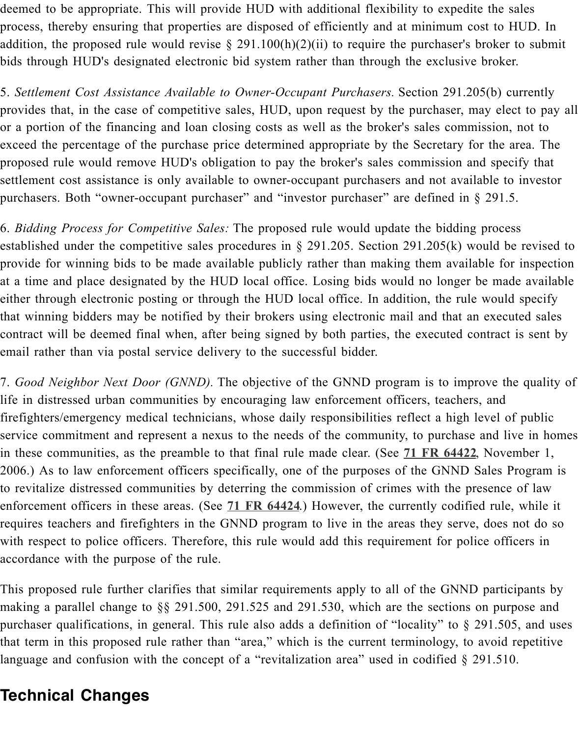deemed to be appropriate. This will provide HUD with additional flexibility to expedite the sales process, thereby ensuring that properties are disposed of efficiently and at minimum cost to HUD. In addition, the proposed rule would revise § 291.100(h)(2)(ii) to require the purchaser's broker to submit bids through HUD's designated electronic bid system rather than through the exclusive broker.

5. *Settlement Cost Assistance Available to Owner-Occupant Purchasers.* Section 291.205(b) currently provides that, in the case of competitive sales, HUD, upon request by the purchaser, may elect to pay all or a portion of the financing and loan closing costs as well as the broker's sales commission, not to exceed the percentage of the purchase price determined appropriate by the Secretary for the area. The proposed rule would remove HUD's obligation to pay the broker's sales commission and specify that settlement cost assistance is only available to owner-occupant purchasers and not available to investor purchasers. Both "owner-occupant purchaser" and "investor purchaser" are defined in § 291.5.

6. *Bidding Process for Competitive Sales:* The proposed rule would update the bidding process established under the competitive sales procedures in § 291.205. Section 291.205(k) would be revised to provide for winning bids to be made available publicly rather than making them available for inspection at a time and place designated by the HUD local office. Losing bids would no longer be made available either through electronic posting or through the HUD local office. In addition, the rule would specify that winning bidders may be notified by their brokers using electronic mail and that an executed sales contract will be deemed final when, after being signed by both parties, the executed contract is sent by email rather than via postal service delivery to the successful bidder.

7. *Good Neighbor Next Door (GNND).* The objective of the GNND program is to improve the quality of life in distressed urban communities by encouraging law enforcement officers, teachers, and firefighters/emergency medical technicians, whose daily responsibilities reflect a high level of public service commitment and represent a nexus to the needs of the community, to purchase and live in homes in these communities, as the preamble to that final rule made clear. (See **71 FR 64422**, November 1, 2006.) As to law enforcement officers specifically, one of the purposes of the GNND Sales Program is to revitalize distressed communities by deterring the commission of crimes with the presence of law enforcement officers in these areas. (See **71 FR 64424**.) However, the currently codified rule, while it requires teachers and firefighters in the GNND program to live in the areas they serve, does not do so with respect to police officers. Therefore, this rule would add this requirement for police officers in accordance with the purpose of the rule.

This proposed rule further clarifies that similar requirements apply to all of the GNND participants by making a parallel change to §§ 291.500, 291.525 and 291.530, which are the sections on purpose and purchaser qualifications, in general. This rule also adds a definition of "locality" to § 291.505, and uses that term in this proposed rule rather than "area," which is the current terminology, to avoid repetitive language and confusion with the concept of a "revitalization area" used in codified § 291.510.

## Technical Changes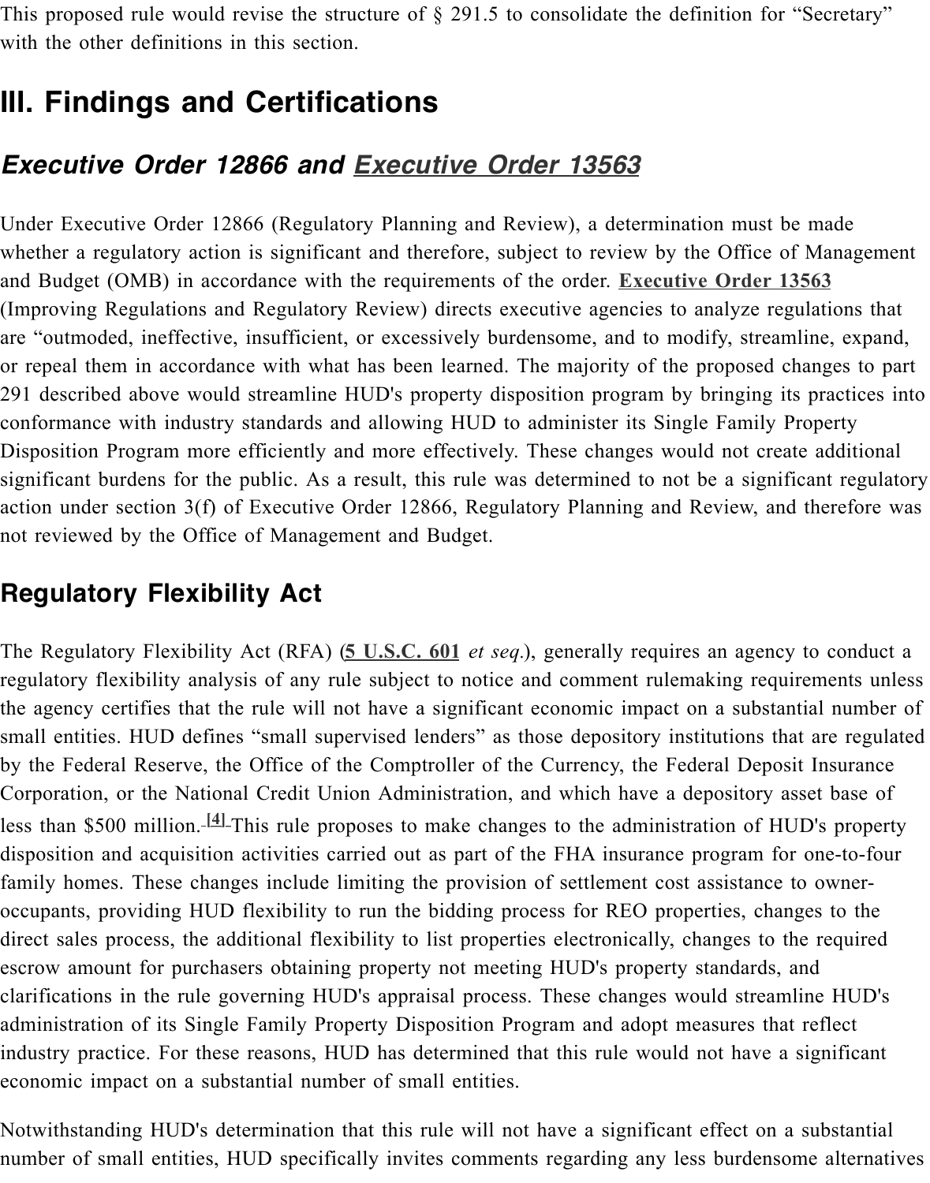This proposed rule would revise the structure of § 291.5 to consolidate the definition for "Secretary" with the other definitions in this section.

## III. Findings and Certifications

### *Executive Order 12866 and Executive Order 13563*

Under Executive Order 12866 (Regulatory Planning and Review), a determination must be made whether a regulatory action is significant and therefore, subject to review by the Office of Management and Budget (OMB) in accordance with the requirements of the order. **Executive Order 13563** (Improving Regulations and Regulatory Review) directs executive agencies to analyze regulations that are "outmoded, ineffective, insufficient, or excessively burdensome, and to modify, streamline, expand, or repeal them in accordance with what has been learned. The majority of the proposed changes to part 291 described above would streamline HUD's property disposition program by bringing its practices into conformance with industry standards and allowing HUD to administer its Single Family Property Disposition Program more efficiently and more effectively. These changes would not create additional significant burdens for the public. As a result, this rule was determined to not be a significant regulatory action under section 3(f) of Executive Order 12866, Regulatory Planning and Review, and therefore was not reviewed by the Office of Management and Budget.

### Regulatory Flexibility Act

The Regulatory Flexibility Act (RFA) (**5 U.S.C. 601** *et seq.*), generally requires an agency to conduct a regulatory flexibility analysis of any rule subject to notice and comment rulemaking requirements unless the agency certifies that the rule will not have a significant economic impact on a substantial number of small entities. HUD defines "small supervised lenders" as those depository institutions that are regulated by the Federal Reserve, the Office of the Comptroller of the Currency, the Federal Deposit Insurance Corporation, or the National Credit Union Administration, and which have a depository asset base of less than $500 million.[4] This rule proposes to make changes to the administration of HUD's property disposition and acquisition activities carried out as part of the FHA insurance program for one-to-four family homes. These changes include limiting the provision of settlement cost assistance to owner-occupants, providing HUD flexibility to run the bidding process for REO properties, changes to the direct sales process, the additional flexibility to list properties electronically, changes to the required escrow amount for purchasers obtaining property not meeting HUD's property standards, and clarifications in the rule governing HUD's appraisal process. These changes would streamline HUD's administration of its Single Family Property Disposition Program and adopt measures that reflect industry practice. For these reasons, HUD has determined that this rule would not have a significant economic impact on a substantial number of small entities.

Notwithstanding HUD's determination that this rule will not have a significant effect on a substantial number of small entities, HUD specifically invites comments regarding any less burdensome alternatives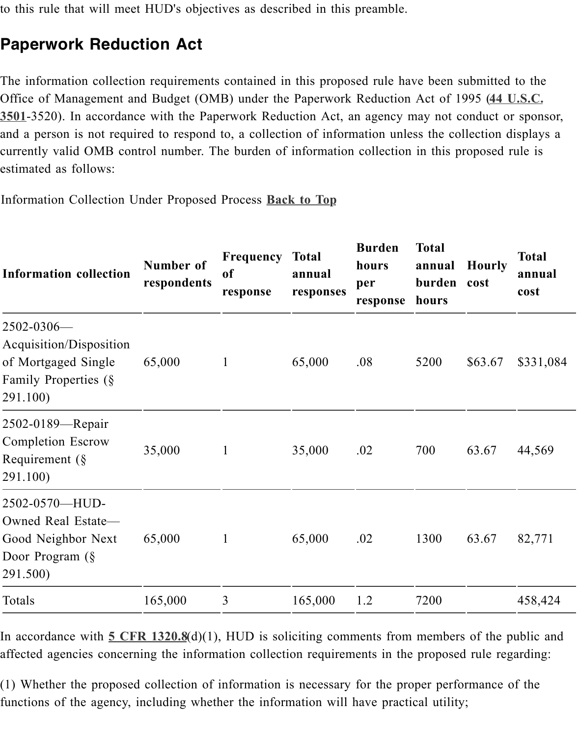to this rule that will meet HUD's objectives as described in this preamble.

## Paperwork Reduction Act

The information collection requirements contained in this proposed rule have been submitted to the Office of Management and Budget (OMB) under the Paperwork Reduction Act of 1995 (44 U.S.C. 3501-3520). In accordance with the Paperwork Reduction Act, an agency may not conduct or sponsor, and a person is not required to respond to, a collection of information unless the collection displays a currently valid OMB control number. The burden of information collection in this proposed rule is estimated as follows:

Information Collection Under Proposed Process **Back to Top**

| Information collection | Number of respondents | Frequency of response | Total annual responses | Burden hours per response | Total annual burden hours | Hourly cost | Total annual cost |
|---|---|---|---|---|---|---|---|
| 2502-0306—Acquisition/Disposition of Mortgaged Single Family Properties (§ 291.100) | 65,000 | 1 | 65,000 | .08 | 5200 | $63.67 | $331,084 |
| 2502-0189—Repair Completion Escrow Requirement (§ 291.100) | 35,000 | 1 | 35,000 | .02 | 700 | 63.67 | 44,569 |
| 2502-0570—HUD-Owned Real Estate—Good Neighbor Next Door Program (§ 291.500) | 65,000 | 1 | 65,000 | .02 | 1300 | 63.67 | 82,771 |
| Totals | 165,000 | 3 | 165,000 | 1.2 | 7200 | | 458,424 |

In accordance with 5 CFR 1320.8(d)(1), HUD is soliciting comments from members of the public and affected agencies concerning the information collection requirements in the proposed rule regarding:

(1) Whether the proposed collection of information is necessary for the proper performance of the functions of the agency, including whether the information will have practical utility;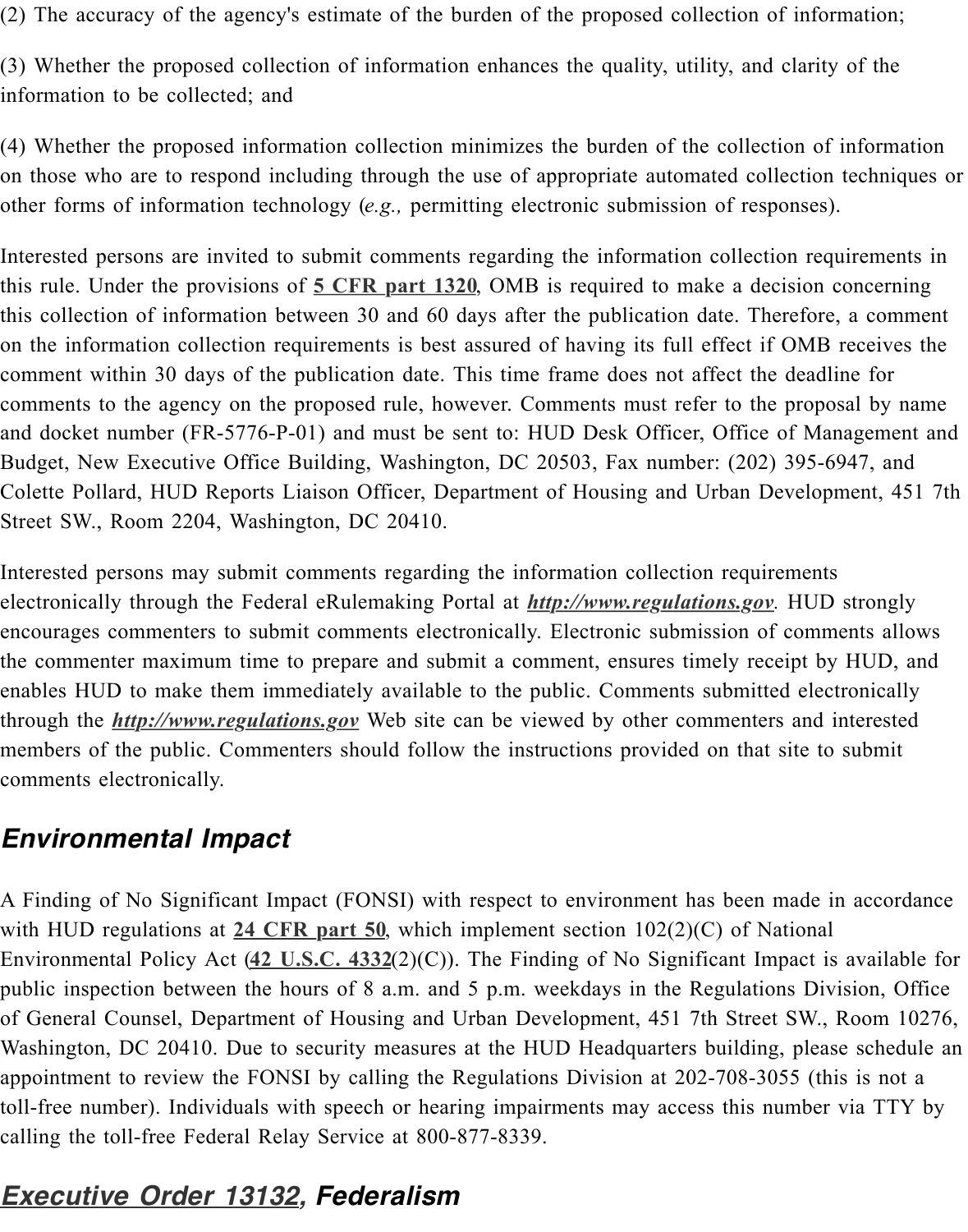(2) The accuracy of the agency's estimate of the burden of the proposed collection of information;

(3) Whether the proposed collection of information enhances the quality, utility, and clarity of the information to be collected; and

(4) Whether the proposed information collection minimizes the burden of the collection of information on those who are to respond including through the use of appropriate automated collection techniques or other forms of information technology (*e.g.,* permitting electronic submission of responses).

Interested persons are invited to submit comments regarding the information collection requirements in this rule. Under the provisions of [5 CFR part 1320](#), OMB is required to make a decision concerning this collection of information between 30 and 60 days after the publication date. Therefore, a comment on the information collection requirements is best assured of having its full effect if OMB receives the comment within 30 days of the publication date. This time frame does not affect the deadline for comments to the agency on the proposed rule, however. Comments must refer to the proposal by name and docket number (FR-5776-P-01) and must be sent to: HUD Desk Officer, Office of Management and Budget, New Executive Office Building, Washington, DC 20503, Fax number: (202) 395-6947, and Colette Pollard, HUD Reports Liaison Officer, Department of Housing and Urban Development, 451 7th Street SW., Room 2204, Washington, DC 20410.

Interested persons may submit comments regarding the information collection requirements electronically through the Federal eRulemaking Portal at ***http://www.regulations.gov***. HUD strongly encourages commenters to submit comments electronically. Electronic submission of comments allows the commenter maximum time to prepare and submit a comment, ensures timely receipt by HUD, and enables HUD to make them immediately available to the public. Comments submitted electronically through the ***http://www.regulations.gov*** Web site can be viewed by other commenters and interested members of the public. Commenters should follow the instructions provided on that site to submit comments electronically.

## *Environmental Impact*

A Finding of No Significant Impact (FONSI) with respect to environment has been made in accordance with HUD regulations at **24 CFR part 50**, which implement section 102(2)(C) of National Environmental Policy Act (**42 U.S.C. 4332**(2)(C)). The Finding of No Significant Impact is available for public inspection between the hours of 8 a.m. and 5 p.m. weekdays in the Regulations Division, Office of General Counsel, Department of Housing and Urban Development, 451 7th Street SW., Room 10276, Washington, DC 20410. Due to security measures at the HUD Headquarters building, please schedule an appointment to review the FONSI by calling the Regulations Division at 202-708-3055 (this is not a toll-free number). Individuals with speech or hearing impairments may access this number via TTY by calling the toll-free Federal Relay Service at 800-877-8339.

## *Executive Order 13132, Federalism*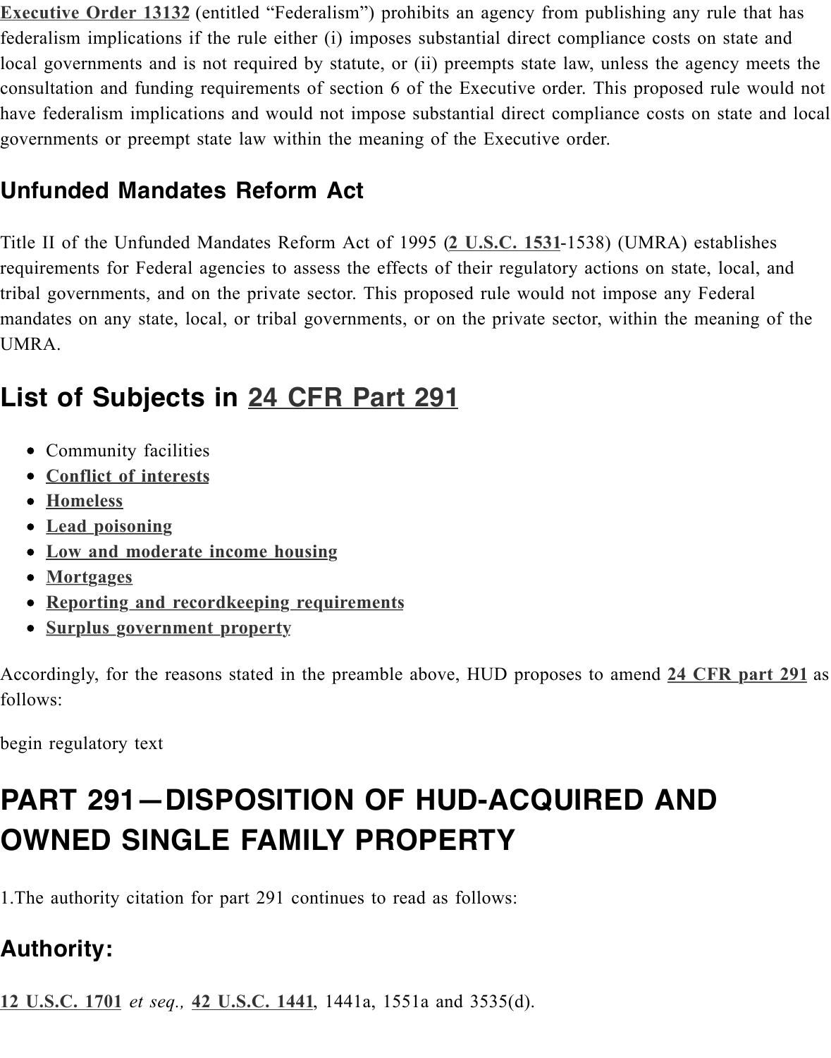**Executive Order 13132** (entitled "Federalism") prohibits an agency from publishing any rule that has federalism implications if the rule either (i) imposes substantial direct compliance costs on state and local governments and is not required by statute, or (ii) preempts state law, unless the agency meets the consultation and funding requirements of section 6 of the Executive order. This proposed rule would not have federalism implications and would not impose substantial direct compliance costs on state and local governments or preempt state law within the meaning of the Executive order.

### Unfunded Mandates Reform Act

Title II of the Unfunded Mandates Reform Act of 1995 (**2 U.S.C. 1531**-1538) (UMRA) establishes requirements for Federal agencies to assess the effects of their regulatory actions on state, local, and tribal governments, and on the private sector. This proposed rule would not impose any Federal mandates on any state, local, or tribal governments, or on the private sector, within the meaning of the UMRA.

## List of Subjects in 24 CFR Part 291

- Community facilities
- **Conflict of interests**
- **Homeless**
- **Lead poisoning**
- **Low and moderate income housing**
- **Mortgages**
- **Reporting and recordkeeping requirements**
- **Surplus government property**

Accordingly, for the reasons stated in the preamble above, HUD proposes to amend **24 CFR part 291** as follows:

begin regulatory text

# PART 291—DISPOSITION OF HUD-ACQUIRED AND OWNED SINGLE FAMILY PROPERTY

1.The authority citation for part 291 continues to read as follows:

### Authority:

**12 U.S.C. 1701** *et seq.,* **42 U.S.C. 1441**, 1441a, 1551a and 3535(d).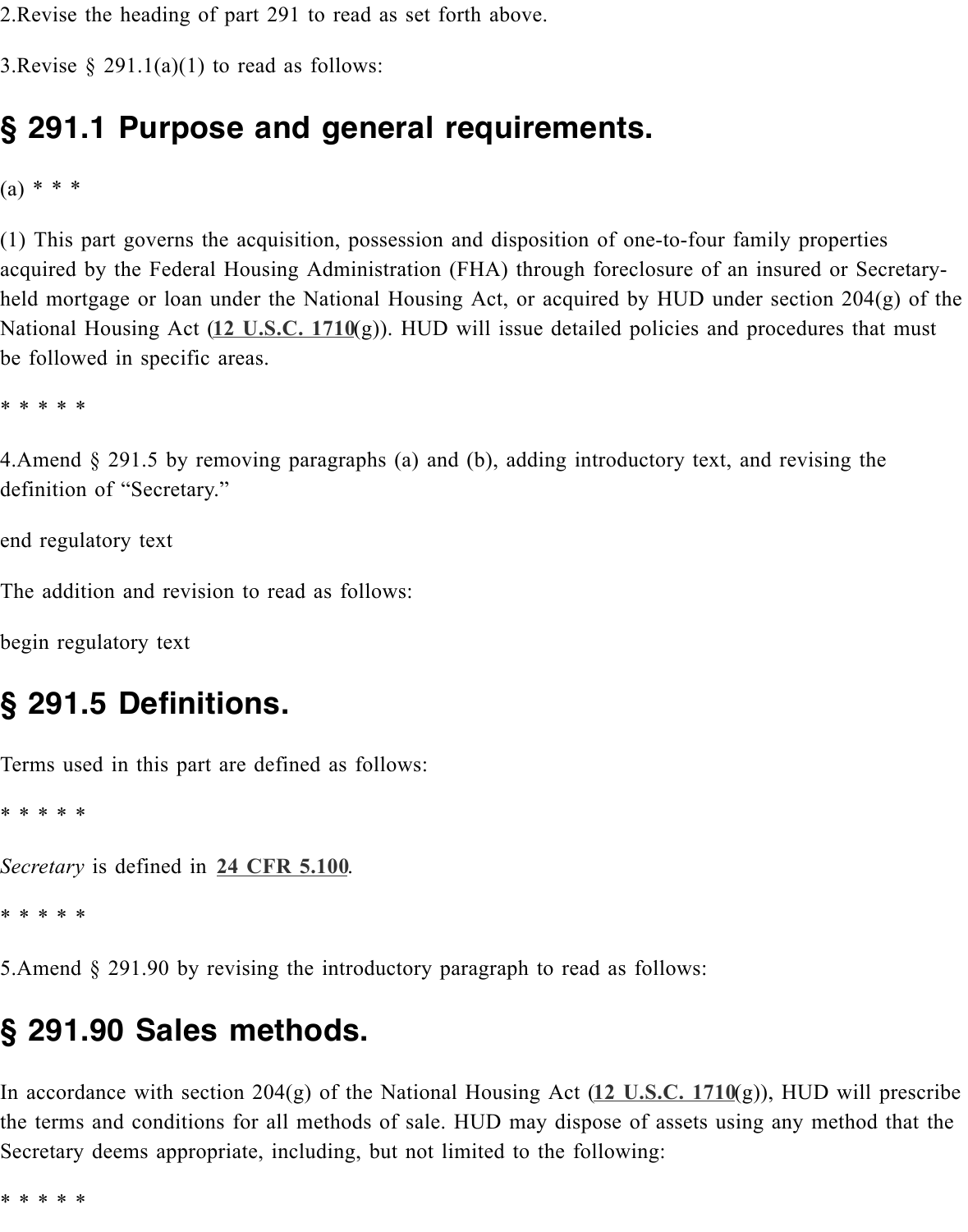2.Revise the heading of part 291 to read as set forth above.

3.Revise § 291.1(a)(1) to read as follows:

## § 291.1 Purpose and general requirements.

(a) * * *

(1) This part governs the acquisition, possession and disposition of one-to-four family properties acquired by the Federal Housing Administration (FHA) through foreclosure of an insured or Secretary-held mortgage or loan under the National Housing Act, or acquired by HUD under section 204(g) of the National Housing Act (12 U.S.C. 1710(g)). HUD will issue detailed policies and procedures that must be followed in specific areas.

* * * * *

4.Amend § 291.5 by removing paragraphs (a) and (b), adding introductory text, and revising the definition of "Secretary."

end regulatory text

The addition and revision to read as follows:

begin regulatory text

## § 291.5 Definitions.

Terms used in this part are defined as follows:

* * * * *

*Secretary* is defined in 24 CFR 5.100.

* * * * *

5.Amend § 291.90 by revising the introductory paragraph to read as follows:

## § 291.90 Sales methods.

In accordance with section 204(g) of the National Housing Act (12 U.S.C. 1710(g)), HUD will prescribe the terms and conditions for all methods of sale. HUD may dispose of assets using any method that the Secretary deems appropriate, including, but not limited to the following:

* * * * *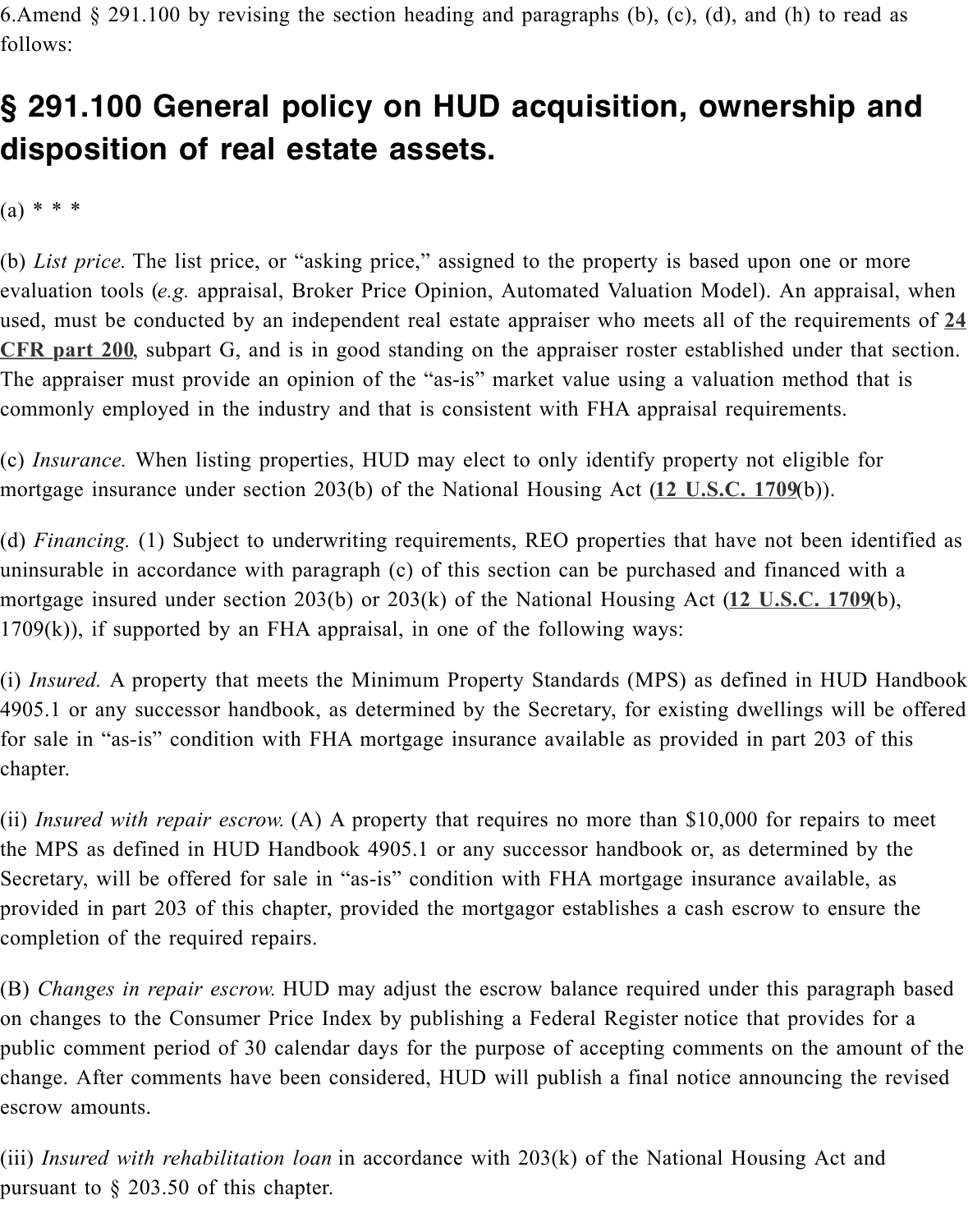6.Amend § 291.100 by revising the section heading and paragraphs (b), (c), (d), and (h) to read as follows:

## § 291.100 General policy on HUD acquisition, ownership and disposition of real estate assets.

(a) * * *

(b) *List price.* The list price, or "asking price," assigned to the property is based upon one or more evaluation tools (*e.g.* appraisal, Broker Price Opinion, Automated Valuation Model). An appraisal, when used, must be conducted by an independent real estate appraiser who meets all of the requirements of 24 CFR part 200, subpart G, and is in good standing on the appraiser roster established under that section. The appraiser must provide an opinion of the "as-is" market value using a valuation method that is commonly employed in the industry and that is consistent with FHA appraisal requirements.

(c) *Insurance.* When listing properties, HUD may elect to only identify property not eligible for mortgage insurance under section 203(b) of the National Housing Act (12 U.S.C. 1709(b)).

(d) *Financing.* (1) Subject to underwriting requirements, REO properties that have not been identified as uninsurable in accordance with paragraph (c) of this section can be purchased and financed with a mortgage insured under section 203(b) or 203(k) of the National Housing Act (12 U.S.C. 1709(b), 1709(k)), if supported by an FHA appraisal, in one of the following ways:

(i) *Insured.* A property that meets the Minimum Property Standards (MPS) as defined in HUD Handbook 4905.1 or any successor handbook, as determined by the Secretary, for existing dwellings will be offered for sale in "as-is" condition with FHA mortgage insurance available as provided in part 203 of this chapter.

(ii) *Insured with repair escrow.* (A) A property that requires no more than $10,000 for repairs to meet the MPS as defined in HUD Handbook 4905.1 or any successor handbook or, as determined by the Secretary, will be offered for sale in "as-is" condition with FHA mortgage insurance available, as provided in part 203 of this chapter, provided the mortgagor establishes a cash escrow to ensure the completion of the required repairs.

(B) *Changes in repair escrow.* HUD may adjust the escrow balance required under this paragraph based on changes to the Consumer Price Index by publishing a Federal Register notice that provides for a public comment period of 30 calendar days for the purpose of accepting comments on the amount of the change. After comments have been considered, HUD will publish a final notice announcing the revised escrow amounts.

(iii) *Insured with rehabilitation loan* in accordance with 203(k) of the National Housing Act and pursuant to § 203.50 of this chapter.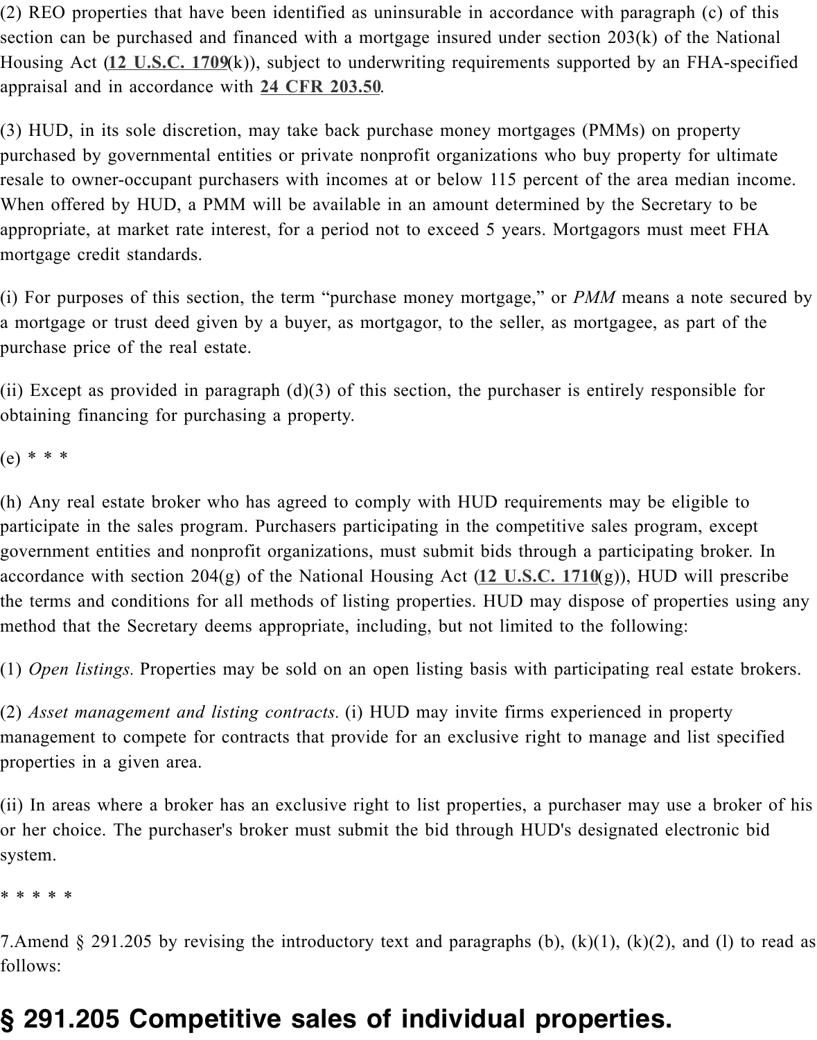(2) REO properties that have been identified as uninsurable in accordance with paragraph (c) of this section can be purchased and financed with a mortgage insured under section 203(k) of the National Housing Act (12 U.S.C. 1709(k)), subject to underwriting requirements supported by an FHA-specified appraisal and in accordance with 24 CFR 203.50.

(3) HUD, in its sole discretion, may take back purchase money mortgages (PMMs) on property purchased by governmental entities or private nonprofit organizations who buy property for ultimate resale to owner-occupant purchasers with incomes at or below 115 percent of the area median income. When offered by HUD, a PMM will be available in an amount determined by the Secretary to be appropriate, at market rate interest, for a period not to exceed 5 years. Mortgagors must meet FHA mortgage credit standards.

(i) For purposes of this section, the term "purchase money mortgage," or *PMM* means a note secured by a mortgage or trust deed given by a buyer, as mortgagor, to the seller, as mortgagee, as part of the purchase price of the real estate.

(ii) Except as provided in paragraph (d)(3) of this section, the purchaser is entirely responsible for obtaining financing for purchasing a property.

(e) * * *

(h) Any real estate broker who has agreed to comply with HUD requirements may be eligible to participate in the sales program. Purchasers participating in the competitive sales program, except government entities and nonprofit organizations, must submit bids through a participating broker. In accordance with section 204(g) of the National Housing Act (12 U.S.C. 1710(g)), HUD will prescribe the terms and conditions for all methods of listing properties. HUD may dispose of properties using any method that the Secretary deems appropriate, including, but not limited to the following:

(1) *Open listings.* Properties may be sold on an open listing basis with participating real estate brokers.

(2) *Asset management and listing contracts.* (i) HUD may invite firms experienced in property management to compete for contracts that provide for an exclusive right to manage and list specified properties in a given area.

(ii) In areas where a broker has an exclusive right to list properties, a purchaser may use a broker of his or her choice. The purchaser's broker must submit the bid through HUD's designated electronic bid system.

* * * * *

7.Amend § 291.205 by revising the introductory text and paragraphs (b), (k)(1), (k)(2), and (l) to read as follows:

# § 291.205 Competitive sales of individual properties.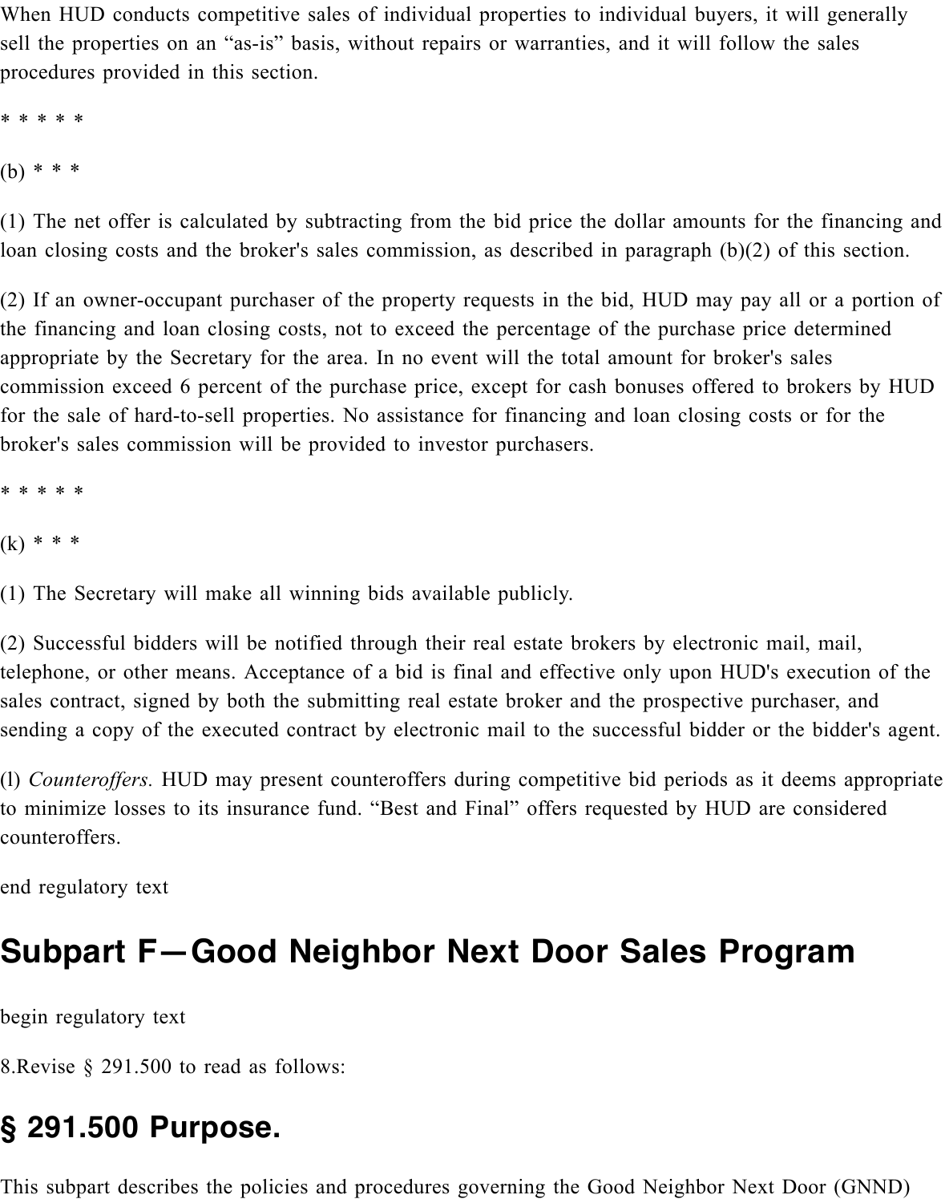When HUD conducts competitive sales of individual properties to individual buyers, it will generally sell the properties on an “as-is” basis, without repairs or warranties, and it will follow the sales procedures provided in this section.

* * * * *

(b) * * *

(1) The net offer is calculated by subtracting from the bid price the dollar amounts for the financing and loan closing costs and the broker's sales commission, as described in paragraph (b)(2) of this section.

(2) If an owner-occupant purchaser of the property requests in the bid, HUD may pay all or a portion of the financing and loan closing costs, not to exceed the percentage of the purchase price determined appropriate by the Secretary for the area. In no event will the total amount for broker's sales commission exceed 6 percent of the purchase price, except for cash bonuses offered to brokers by HUD for the sale of hard-to-sell properties. No assistance for financing and loan closing costs or for the broker's sales commission will be provided to investor purchasers.

* * * * *

(k) * * *

(1) The Secretary will make all winning bids available publicly.

(2) Successful bidders will be notified through their real estate brokers by electronic mail, mail, telephone, or other means. Acceptance of a bid is final and effective only upon HUD's execution of the sales contract, signed by both the submitting real estate broker and the prospective purchaser, and sending a copy of the executed contract by electronic mail to the successful bidder or the bidder's agent.

(l) *Counteroffers.* HUD may present counteroffers during competitive bid periods as it deems appropriate to minimize losses to its insurance fund. “Best and Final” offers requested by HUD are considered counteroffers.

end regulatory text

## Subpart F—Good Neighbor Next Door Sales Program

begin regulatory text

8.Revise § 291.500 to read as follows:

## § 291.500 Purpose.

This subpart describes the policies and procedures governing the Good Neighbor Next Door (GNND)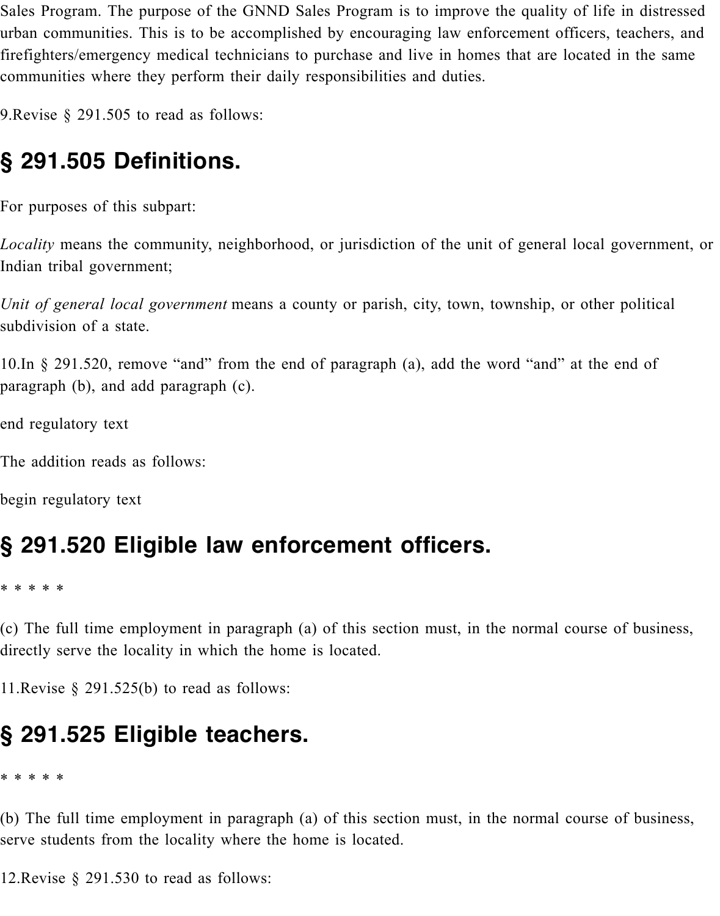Sales Program. The purpose of the GNND Sales Program is to improve the quality of life in distressed urban communities. This is to be accomplished by encouraging law enforcement officers, teachers, and firefighters/emergency medical technicians to purchase and live in homes that are located in the same communities where they perform their daily responsibilities and duties.

9.Revise § 291.505 to read as follows:

## § 291.505 Definitions.

For purposes of this subpart:

*Locality* means the community, neighborhood, or jurisdiction of the unit of general local government, or Indian tribal government;

*Unit of general local government* means a county or parish, city, town, township, or other political subdivision of a state.

10.In § 291.520, remove “and” from the end of paragraph (a), add the word “and” at the end of paragraph (b), and add paragraph (c).

end regulatory text

The addition reads as follows:

begin regulatory text

## § 291.520 Eligible law enforcement officers.

* * * * *

(c) The full time employment in paragraph (a) of this section must, in the normal course of business, directly serve the locality in which the home is located.

11.Revise § 291.525(b) to read as follows:

## § 291.525 Eligible teachers.

* * * * *

(b) The full time employment in paragraph (a) of this section must, in the normal course of business, serve students from the locality where the home is located.

12.Revise § 291.530 to read as follows: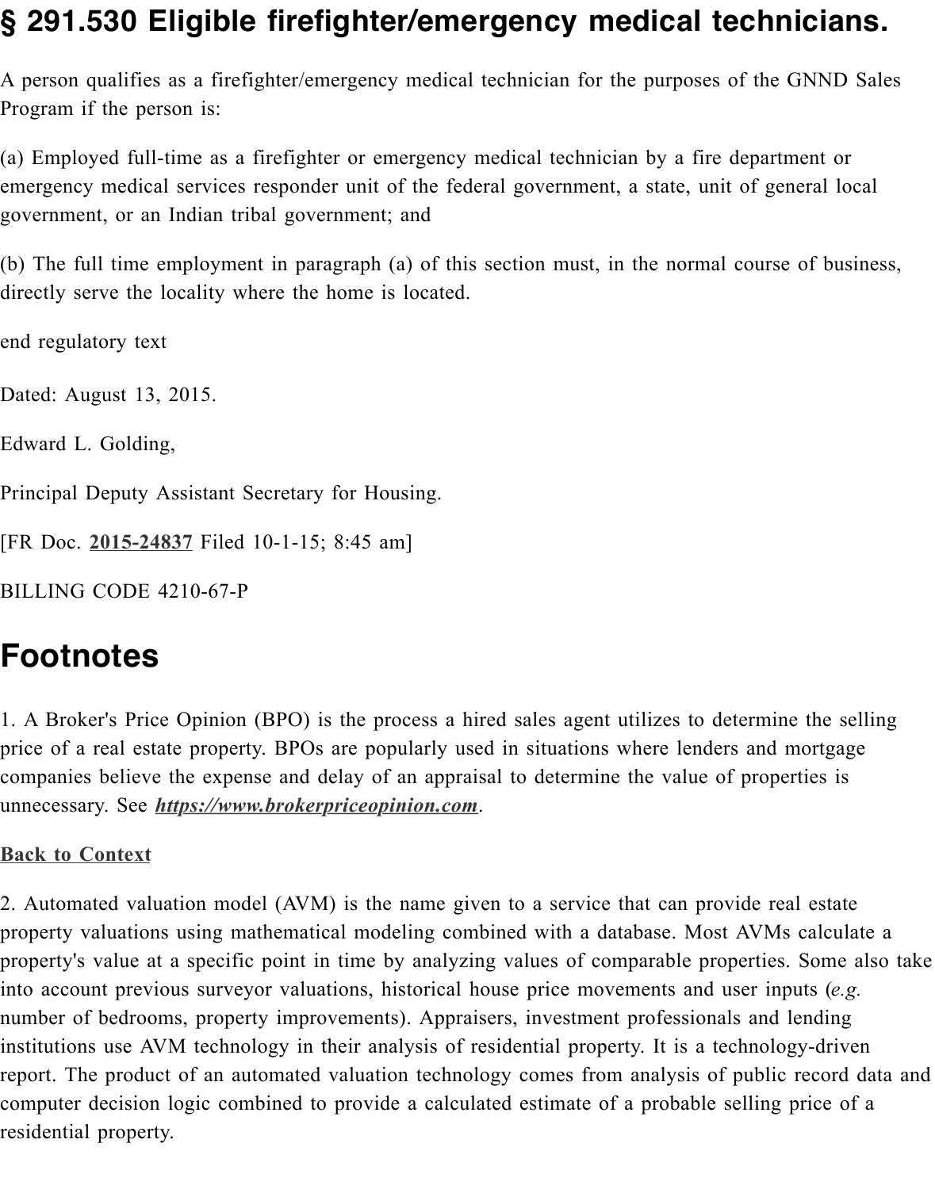# § 291.530 Eligible firefighter/emergency medical technicians.

A person qualifies as a firefighter/emergency medical technician for the purposes of the GNND Sales Program if the person is:

(a) Employed full-time as a firefighter or emergency medical technician by a fire department or emergency medical services responder unit of the federal government, a state, unit of general local government, or an Indian tribal government; and

(b) The full time employment in paragraph (a) of this section must, in the normal course of business, directly serve the locality where the home is located.

end regulatory text

Dated: August 13, 2015.

Edward L. Golding,

Principal Deputy Assistant Secretary for Housing.

[FR Doc. **2015-24837** Filed 10-1-15; 8:45 am]

BILLING CODE 4210-67-P

# Footnotes

1. A Broker's Price Opinion (BPO) is the process a hired sales agent utilizes to determine the selling price of a real estate property. BPOs are popularly used in situations where lenders and mortgage companies believe the expense and delay of an appraisal to determine the value of properties is unnecessary. See ***https://www.brokerpriceopinion.com***.

**Back to Context**

2. Automated valuation model (AVM) is the name given to a service that can provide real estate property valuations using mathematical modeling combined with a database. Most AVMs calculate a property's value at a specific point in time by analyzing values of comparable properties. Some also take into account previous surveyor valuations, historical house price movements and user inputs (*e.g.* number of bedrooms, property improvements). Appraisers, investment professionals and lending institutions use AVM technology in their analysis of residential property. It is a technology-driven report. The product of an automated valuation technology comes from analysis of public record data and computer decision logic combined to provide a calculated estimate of a probable selling price of a residential property.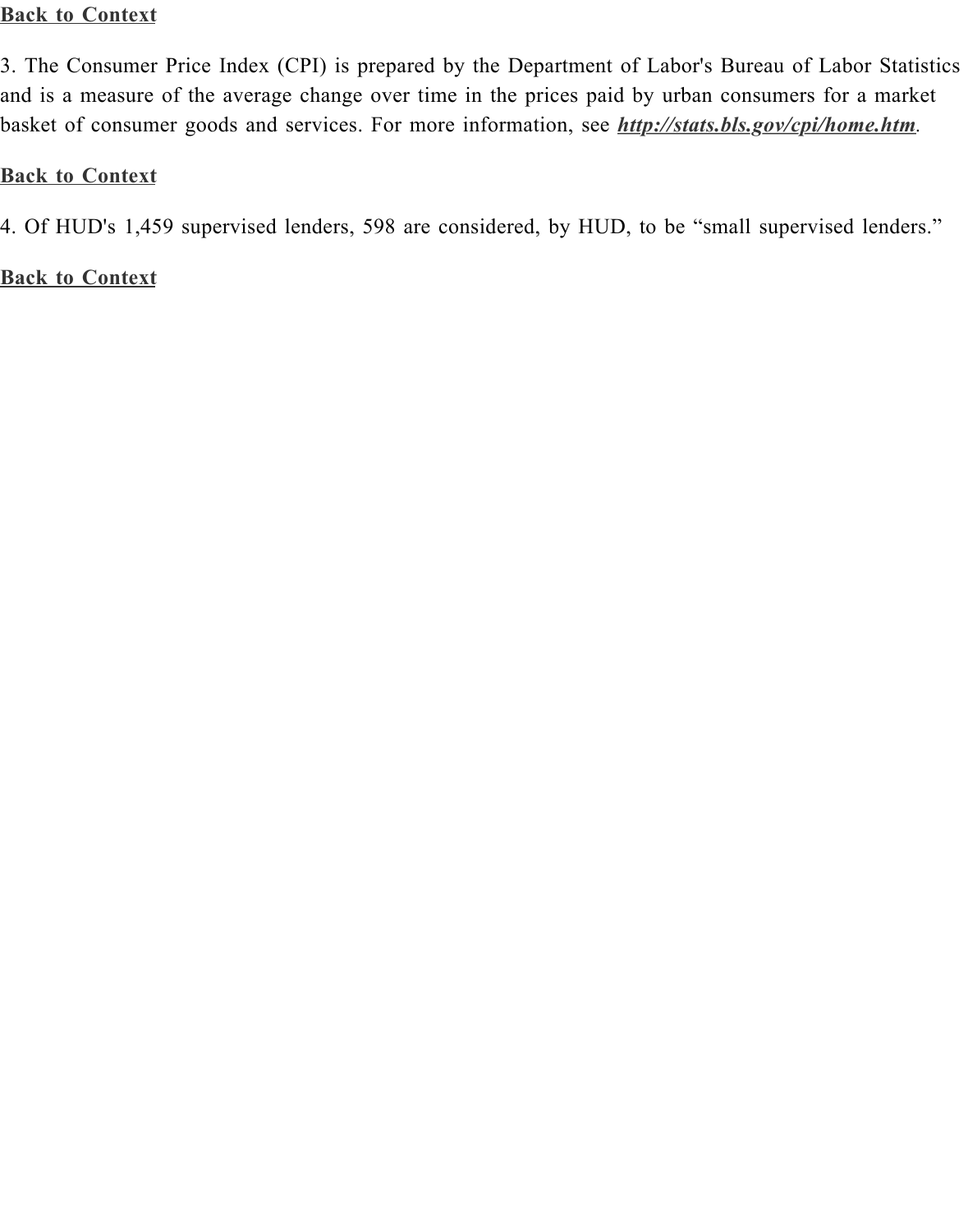**Back to Context**

3. The Consumer Price Index (CPI) is prepared by the Department of Labor's Bureau of Labor Statistics and is a measure of the average change over time in the prices paid by urban consumers for a market basket of consumer goods and services. For more information, see ***http://stats.bls.gov/cpi/home.htm***.

**Back to Context**

4. Of HUD's 1,459 supervised lenders, 598 are considered, by HUD, to be “small supervised lenders.”

**Back to Context**